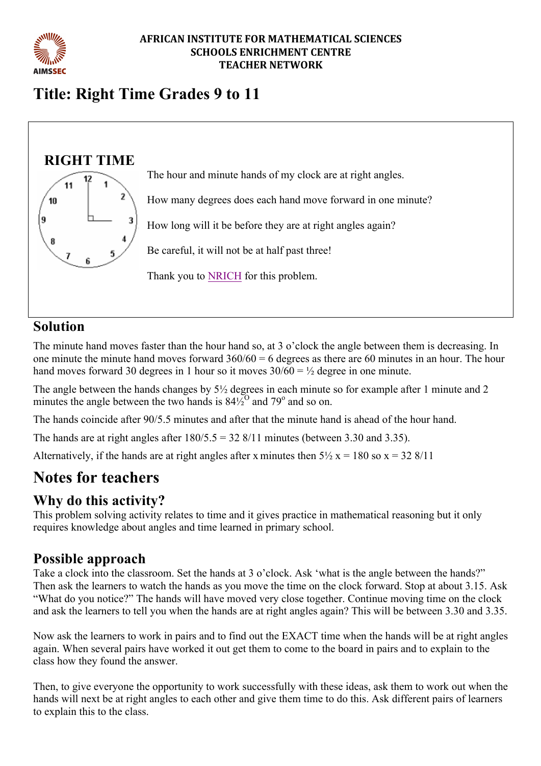**AFRICAN INSTITUTE FOR MATHEMATICAL SCIENCES**
**SCHOOLS ENRICHMENT CENTRE**
**TEACHER NETWORK**

# Title: Right Time Grades 9 to 11

## RIGHT TIME

The hour and minute hands of my clock are at right angles.

How many degrees does each hand move forward in one minute?

How long will it be before they are at right angles again?

Be careful, it will not be at half past three!

Thank you to NRICH for this problem.

## Solution

The minute hand moves faster than the hour hand so, at 3 o'clock the angle between them is decreasing. In one minute the minute hand moves forward 360/60 = 6 degrees as there are 60 minutes in an hour. The hour hand moves forward 30 degrees in 1 hour so it moves 30/60 = ½ degree in one minute.

The angle between the hands changes by 5½ degrees in each minute so for example after 1 minute and 2 minutes the angle between the two hands is $84\frac{1}{2}^{O}$ and $79^{o}$ and so on.

The hands coincide after 90/5.5 minutes and after that the minute hand is ahead of the hour hand.

The hands are at right angles after 180/5.5 = 32 8/11 minutes (between 3.30 and 3.35).

Alternatively, if the hands are at right angles after x minutes then 5½ x = 180 so x = 32 8/11

# Notes for teachers

## Why do this activity?

This problem solving activity relates to time and it gives practice in mathematical reasoning but it only requires knowledge about angles and time learned in primary school.

## Possible approach

Take a clock into the classroom. Set the hands at 3 o'clock. Ask 'what is the angle between the hands?" Then ask the learners to watch the hands as you move the time on the clock forward. Stop at about 3.15. Ask "What do you notice?" The hands will have moved very close together. Continue moving time on the clock and ask the learners to tell you when the hands are at right angles again? This will be between 3.30 and 3.35.

Now ask the learners to work in pairs and to find out the EXACT time when the hands will be at right angles again. When several pairs have worked it out get them to come to the board in pairs and to explain to the class how they found the answer.

Then, to give everyone the opportunity to work successfully with these ideas, ask them to work out when the hands will next be at right angles to each other and give them time to do this. Ask different pairs of learners to explain this to the class.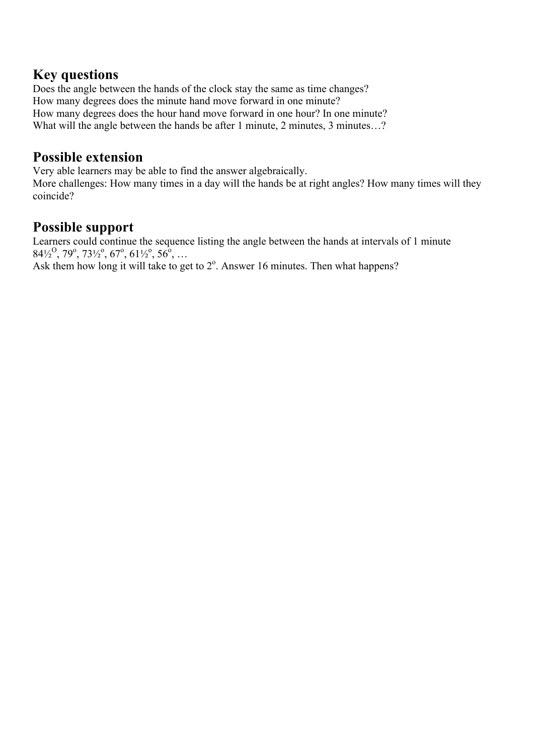## Key questions

Does the angle between the hands of the clock stay the same as time changes?
How many degrees does the minute hand move forward in one minute?
How many degrees does the hour hand move forward in one hour? In one minute?
What will the angle between the hands be after 1 minute, 2 minutes, 3 minutes…?

## Possible extension

Very able learners may be able to find the answer algebraically.
More challenges: How many times in a day will the hands be at right angles? How many times will they coincide?

## Possible support

Learners could continue the sequence listing the angle between the hands at intervals of 1 minute
$84\frac{1}{2}^{\circ}$, $79^{\circ}$, $73\frac{1}{2}^{\circ}$, $67^{\circ}$, $61\frac{1}{2}^{\circ}$, $56^{\circ}$, …
Ask them how long it will take to get to $2^{\circ}$. Answer 16 minutes. Then what happens?